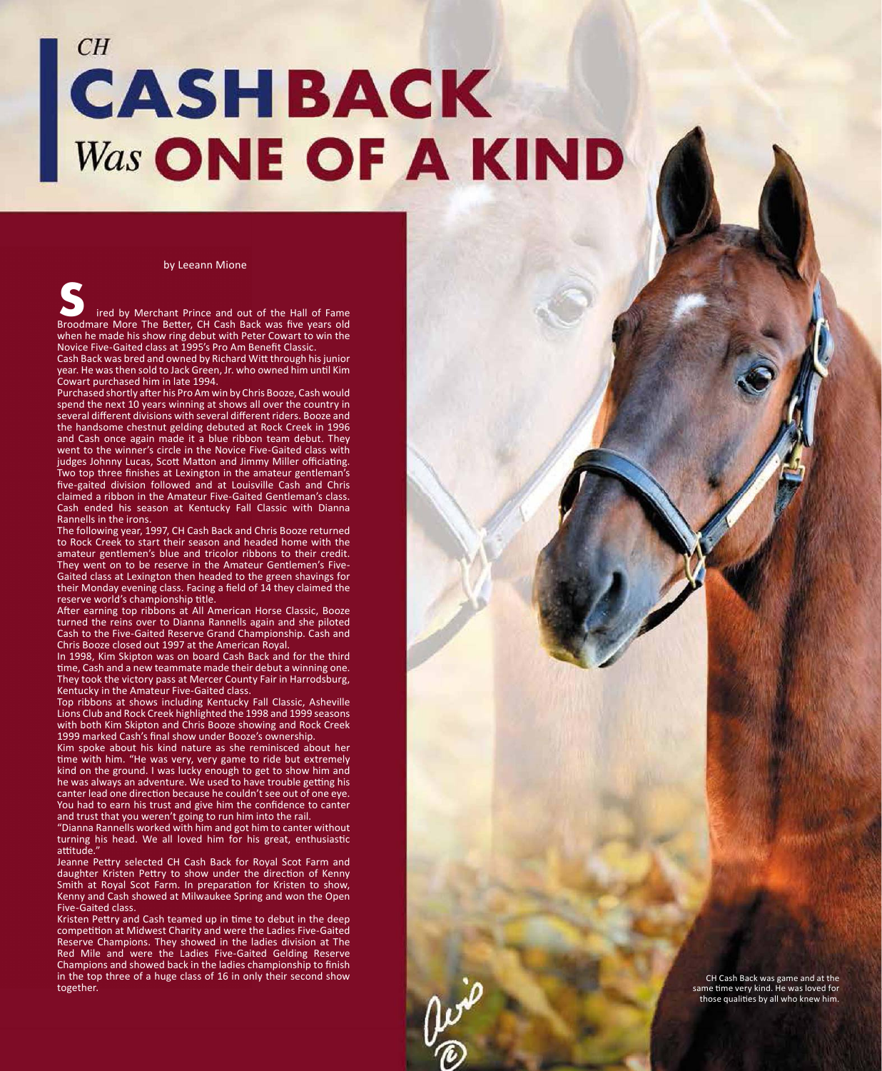# CH CASH BACK *Was* ONE OF A KIND

by Leeann Mione

Sired by Merchant Prince and out of the Hall of Fame Broodmare More The Better, CH Cash Back was five years old when he made his show ring debut with Peter Cowart to win the Novice Five-Gaited class at 1995's Pro Am Benefit Classic.

Cash Back was bred and owned by Richard Witt through his junior year. He was then sold to Jack Green, Jr. who owned him until Kim Cowart purchased him in late 1994.

Purchased shortly after his Pro Am win by Chris Booze, Cash would spend the next 10 years winning at shows all over the country in several different divisions with several different riders. Booze and the handsome chestnut gelding debuted at Rock Creek in 1996 and Cash once again made it a blue ribbon team debut. They went to the winner's circle in the Novice Five-Gaited class with judges Johnny Lucas, Scott Matton and Jimmy Miller officiating. Two top three finishes at Lexington in the amateur gentleman's five-gaited division followed and at Louisville Cash and Chris claimed a ribbon in the Amateur Five-Gaited Gentleman's class. Cash ended his season at Kentucky Fall Classic with Dianna Rannells in the irons.

The following year, 1997, CH Cash Back and Chris Booze returned to Rock Creek to start their season and headed home with the amateur gentlemen's blue and tricolor ribbons to their credit. They went on to be reserve in the Amateur Gentlemen's Five-Gaited class at Lexington then headed to the green shavings for their Monday evening class. Facing a field of 14 they claimed the reserve world's championship title.

After earning top ribbons at All American Horse Classic, Booze turned the reins over to Dianna Rannells again and she piloted Cash to the Five-Gaited Reserve Grand Championship. Cash and Chris Booze closed out 1997 at the American Royal.

In 1998, Kim Skipton was on board Cash Back and for the third time, Cash and a new teammate made their debut a winning one. They took the victory pass at Mercer County Fair in Harrodsburg, Kentucky in the Amateur Five-Gaited class.

Top ribbons at shows including Kentucky Fall Classic, Asheville Lions Club and Rock Creek highlighted the 1998 and 1999 seasons with both Kim Skipton and Chris Booze showing and Rock Creek 1999 marked Cash's final show under Booze's ownership.

Kim spoke about his kind nature as she reminisced about her time with him. "He was very, very game to ride but extremely kind on the ground. I was lucky enough to get to show him and he was always an adventure. We used to have trouble getting his canter lead one direction because he couldn't see out of one eye. You had to earn his trust and give him the confidence to canter and trust that you weren't going to run him into the rail.

"Dianna Rannells worked with him and got him to canter without turning his head. We all loved him for his great, enthusiastic attitude."

Jeanne Pettry selected CH Cash Back for Royal Scot Farm and daughter Kristen Pettry to show under the direction of Kenny Smith at Royal Scot Farm. In preparation for Kristen to show, Kenny and Cash showed at Milwaukee Spring and won the Open Five-Gaited class.

Kristen Pettry and Cash teamed up in time to debut in the deep competition at Midwest Charity and were the Ladies Five-Gaited Reserve Champions. They showed in the ladies division at The Red Mile and were the Ladies Five-Gaited Gelding Reserve Champions and showed back in the ladies championship to finish in the top three of a huge class of 16 in only their second show together.

CH Cash Back was game and at the same time very kind. He was loved for those qualities by all who knew him.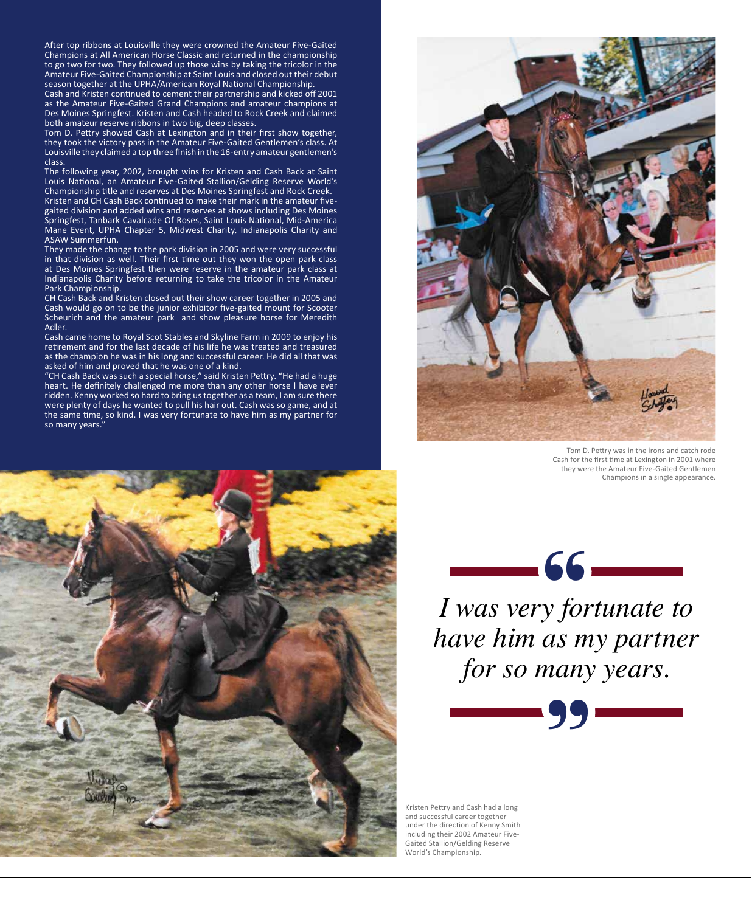After top ribbons at Louisville they were crowned the Amateur Five-Gaited Champions at All American Horse Classic and returned in the championship to go two for two. They followed up those wins by taking the tricolor in the Amateur Five-Gaited Championship at Saint Louis and closed out their debut season together at the UPHA/American Royal National Championship.

Cash and Kristen continued to cement their partnership and kicked off 2001 as the Amateur Five-Gaited Grand Champions and amateur champions at Des Moines Springfest. Kristen and Cash headed to Rock Creek and claimed both amateur reserve ribbons in two big, deep classes.

Tom D. Pettry showed Cash at Lexington and in their first show together, they took the victory pass in the Amateur Five-Gaited Gentlemen's class. At Louisville they claimed a top three finish in the 16-entry amateur gentlemen's class.

The following year, 2002, brought wins for Kristen and Cash Back at Saint Louis National, an Amateur Five-Gaited Stallion/Gelding Reserve World's Championship title and reserves at Des Moines Springfest and Rock Creek.

Kristen and CH Cash Back continued to make their mark in the amateur five-gaited division and added wins and reserves at shows including Des Moines Springfest, Tanbark Cavalcade Of Roses, Saint Louis National, Mid-America Mane Event, UPHA Chapter 5, Midwest Charity, Indianapolis Charity and ASAW Summerfun.

They made the change to the park division in 2005 and were very successful in that division as well. Their first time out they won the open park class at Des Moines Springfest then were reserve in the amateur park class at Indianapolis Charity before returning to take the tricolor in the Amateur Park Championship.

CH Cash Back and Kristen closed out their show career together in 2005 and Cash would go on to be the junior exhibitor five-gaited mount for Scooter Scheurich and the amateur park and show pleasure horse for Meredith Adler.

Cash came home to Royal Scot Stables and Skyline Farm in 2009 to enjoy his retirement and for the last decade of his life he was treated and treasured as the champion he was in his long and successful career. He did all that was asked of him and proved that he was one of a kind.

"CH Cash Back was such a special horse," said Kristen Pettry. "He had a huge heart. He definitely challenged me more than any other horse I have ever ridden. Kenny worked so hard to bring us together as a team, I am sure there were plenty of days he wanted to pull his hair out. Cash was so game, and at the same time, so kind. I was very fortunate to have him as my partner for so many years."

Tom D. Pettry was in the irons and catch rode Cash for the first time at Lexington in 2001 where they were the Amateur Five-Gaited Gentlemen Champions in a single appearance.

> *I was very fortunate to have him as my partner for so many years.*

Kristen Pettry and Cash had a long and successful career together under the direction of Kenny Smith including their 2002 Amateur Five-Gaited Stallion/Gelding Reserve World's Championship.